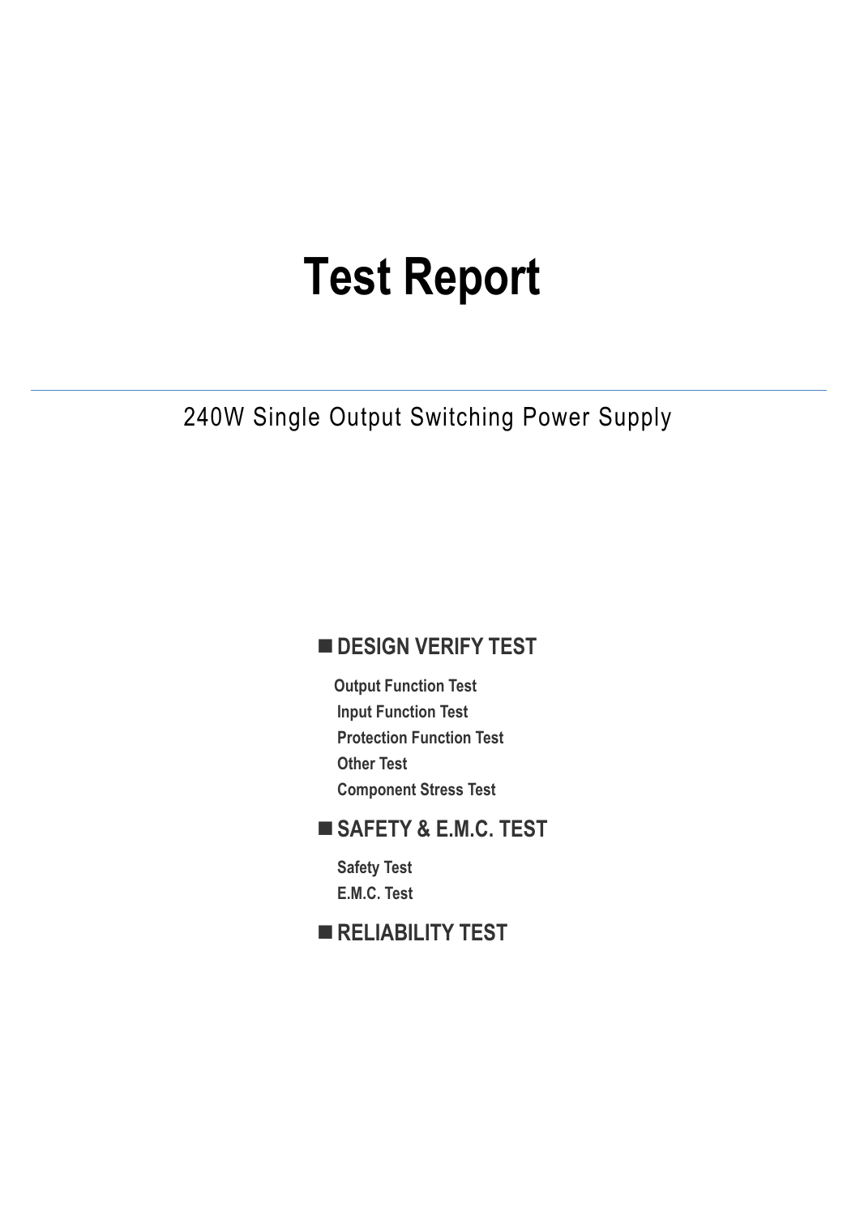# Test Report

240W Single Output Switching Power Supply

## ■ DESIGN VERIFY TEST

**Output Function Test**
**Input Function Test**
**Protection Function Test**
**Other Test**
**Component Stress Test**

## ■ SAFETY & E.M.C. TEST

**Safety Test**
**E.M.C. Test**

## ■ RELIABILITY TEST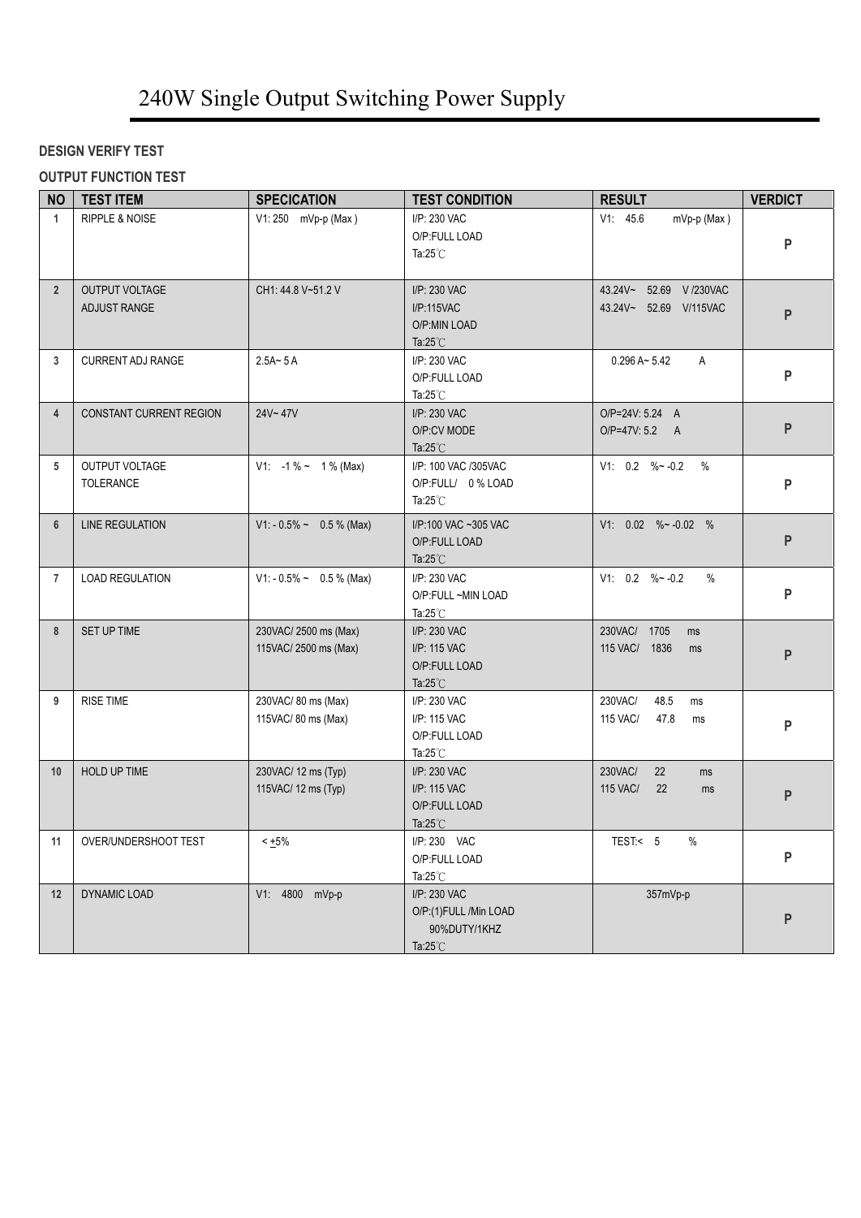# 240W Single Output Switching Power Supply

**DESIGN VERIFY TEST**

**OUTPUT FUNCTION TEST**

| NO | TEST ITEM | SPECICATION | TEST CONDITION | RESULT | VERDICT |
|---|---|---|---|---|---|
| 1 | RIPPLE & NOISE | V1: 250 mVp-p (Max ) | I/P: 230 VAC<br>O/P:FULL LOAD<br>Ta:25℃ | V1: 45.6 mVp-p (Max ) | P |
| 2 | OUTPUT VOLTAGE ADJUST RANGE | CH1: 44.8 V~51.2 V | I/P: 230 VAC<br>I/P:115VAC<br>O/P:MIN LOAD<br>Ta:25℃ | 43.24V~ 52.69 V /230VAC<br>43.24V~ 52.69 V/115VAC | P |
| 3 | CURRENT ADJ RANGE | 2.5A~ 5 A | I/P: 230 VAC<br>O/P:FULL LOAD<br>Ta:25℃ | 0.296 A~ 5.42 A | P |
| 4 | CONSTANT CURRENT REGION | 24V~ 47V | I/P: 230 VAC<br>O/P:CV MODE<br>Ta:25℃ | O/P=24V: 5.24 A<br>O/P=47V: 5.2 A | P |
| 5 | OUTPUT VOLTAGE TOLERANCE | V1: -1 % ~ 1 % (Max) | I/P: 100 VAC /305VAC<br>O/P:FULL/ 0 % LOAD<br>Ta:25℃ | V1: 0.2 %~ -0.2 % | P |
| 6 | LINE REGULATION | V1: - 0.5% ~ 0.5 % (Max) | I/P:100 VAC ~305 VAC<br>O/P:FULL LOAD<br>Ta:25℃ | V1: 0.02 %~ -0.02 % | P |
| 7 | LOAD REGULATION | V1: - 0.5% ~ 0.5 % (Max) | I/P: 230 VAC<br>O/P:FULL ~MIN LOAD<br>Ta:25℃ | V1: 0.2 %~ -0.2 % | P |
| 8 | SET UP TIME | 230VAC/ 2500 ms (Max)<br>115VAC/ 2500 ms (Max) | I/P: 230 VAC<br>I/P: 115 VAC<br>O/P:FULL LOAD<br>Ta:25℃ | 230VAC/ 1705 ms<br>115 VAC/ 1836 ms | P |
| 9 | RISE TIME | 230VAC/ 80 ms (Max)<br>115VAC/ 80 ms (Max) | I/P: 230 VAC<br>I/P: 115 VAC<br>O/P:FULL LOAD<br>Ta:25℃ | 230VAC/ 48.5 ms<br>115 VAC/ 47.8 ms | P |
| 10 | HOLD UP TIME | 230VAC/ 12 ms (Typ)<br>115VAC/ 12 ms (Typ) | I/P: 230 VAC<br>I/P: 115 VAC<br>O/P:FULL LOAD<br>Ta:25℃ | 230VAC/ 22 ms<br>115 VAC/ 22 ms | P |
| 11 | OVER/UNDERSHOOT TEST | < ±5% | I/P: 230 VAC<br>O/P:FULL LOAD<br>Ta:25℃ | TEST:< 5 % | P |
| 12 | DYNAMIC LOAD | V1: 4800 mVp-p | I/P: 230 VAC<br>O/P:(1)FULL /Min LOAD<br>90%DUTY/1KHZ<br>Ta:25℃ | 357mVp-p | P |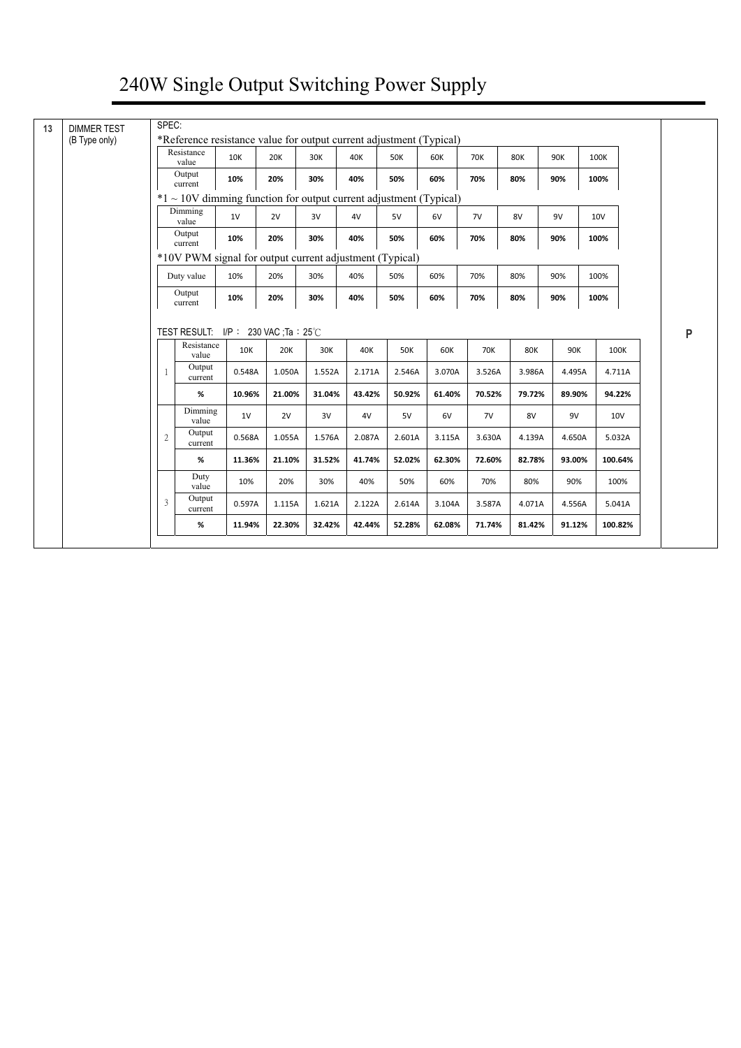# 240W Single Output Switching Power Supply

| 13 | DIMMER TEST (B Type only) | | P |
|---|---|---|---|

**SPEC:**

*Reference resistance value for output current adjustment (Typical)

| Resistance value | 10K | 20K | 30K | 40K | 50K | 60K | 70K | 80K | 90K | 100K |
|---|---|---|---|---|---|---|---|---|---|---|
| Output current | **10%** | **20%** | **30%** | **40%** | **50%** | **60%** | **70%** | **80%** | **90%** | **100%** |

*1 ~ 10V dimming function for output current adjustment (Typical)

| Dimming value | 1V | 2V | 3V | 4V | 5V | 6V | 7V | 8V | 9V | 10V |
|---|---|---|---|---|---|---|---|---|---|---|
| Output current | **10%** | **20%** | **30%** | **40%** | **50%** | **60%** | **70%** | **80%** | **90%** | **100%** |

*10V PWM signal for output current adjustment (Typical)

| Duty value | 10% | 20% | 30% | 40% | 50% | 60% | 70% | 80% | 90% | 100% |
|---|---|---|---|---|---|---|---|---|---|---|
| Output current | **10%** | **20%** | **30%** | **40%** | **50%** | **60%** | **70%** | **80%** | **90%** | **100%** |

TEST RESULT: I/P : 230 VAC ;Ta : 25℃

| | | | | | | | | | | | |
|---|---|---|---|---|---|---|---|---|---|---|---|
| 1 | Resistance value | 10K | 20K | 30K | 40K | 50K | 60K | 70K | 80K | 90K | 100K |
| | Output current | 0.548A | 1.050A | 1.552A | 2.171A | 2.546A | 3.070A | 3.526A | 3.986A | 4.495A | 4.711A |
| | **%** | **10.96%** | **21.00%** | **31.04%** | **43.42%** | **50.92%** | **61.40%** | **70.52%** | **79.72%** | **89.90%** | **94.22%** |
| 2 | Dimming value | 1V | 2V | 3V | 4V | 5V | 6V | 7V | 8V | 9V | 10V |
| | Output current | 0.568A | 1.055A | 1.576A | 2.087A | 2.601A | 3.115A | 3.630A | 4.139A | 4.650A | 5.032A |
| | **%** | **11.36%** | **21.10%** | **31.52%** | **41.74%** | **52.02%** | **62.30%** | **72.60%** | **82.78%** | **93.00%** | **100.64%** |
| 3 | Duty value | 10% | 20% | 30% | 40% | 50% | 60% | 70% | 80% | 90% | 100% |
| | Output current | 0.597A | 1.115A | 1.621A | 2.122A | 2.614A | 3.104A | 3.587A | 4.071A | 4.556A | 5.041A |
| | **%** | **11.94%** | **22.30%** | **32.42%** | **42.44%** | **52.28%** | **62.08%** | **71.74%** | **81.42%** | **91.12%** | **100.82%** |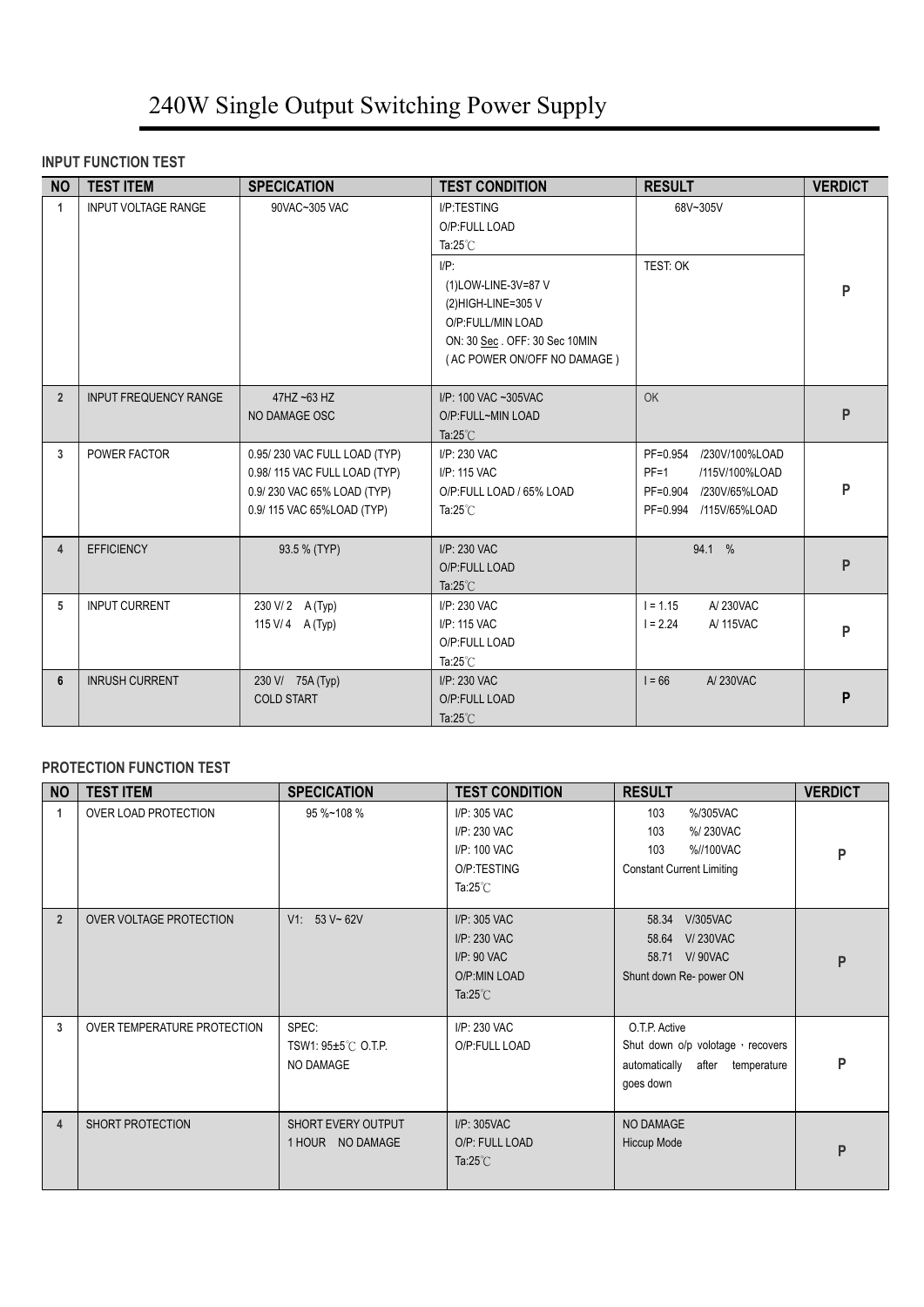# 240W Single Output Switching Power Supply

### INPUT FUNCTION TEST

| NO | TEST ITEM | SPECICATION | TEST CONDITION | RESULT | VERDICT |
|---|---|---|---|---|---|
| 1 | INPUT VOLTAGE RANGE | 90VAC~305 VAC | I/P:TESTING<br>O/P:FULL LOAD<br>Ta:25℃ | 68V~305V | P |
| | | | I/P:<br>(1)LOW-LINE-3V=87 V<br>(2)HIGH-LINE=305 V<br>O/P:FULL/MIN LOAD<br>ON: 30 Sec . OFF: 30 Sec 10MIN<br>( AC POWER ON/OFF NO DAMAGE ) | TEST: OK | |
| 2 | INPUT FREQUENCY RANGE | 47HZ ~63 HZ<br>NO DAMAGE OSC | I/P: 100 VAC ~305VAC<br>O/P:FULL~MIN LOAD<br>Ta:25℃ | OK | P |
| 3 | POWER FACTOR | 0.95/ 230 VAC FULL LOAD (TYP)<br>0.98/ 115 VAC FULL LOAD (TYP)<br>0.9/ 230 VAC 65% LOAD (TYP)<br>0.9/ 115 VAC 65%LOAD (TYP) | I/P: 230 VAC<br>I/P: 115 VAC<br>O/P:FULL LOAD / 65% LOAD<br>Ta:25℃ | PF=0.954 /230V/100%LOAD<br>PF=1 /115V/100%LOAD<br>PF=0.904 /230V/65%LOAD<br>PF=0.994 /115V/65%LOAD | P |
| 4 | EFFICIENCY | 93.5 % (TYP) | I/P: 230 VAC<br>O/P:FULL LOAD<br>Ta:25℃ | 94.1 % | P |
| 5 | INPUT CURRENT | 230 V/ 2 A (Typ)<br>115 V/ 4 A (Typ) | I/P: 230 VAC<br>I/P: 115 VAC<br>O/P:FULL LOAD<br>Ta:25℃ | I = 1.15 A/ 230VAC<br>I = 2.24 A/ 115VAC | P |
| 6 | INRUSH CURRENT | 230 V/ 75A (Typ)<br>COLD START | I/P: 230 VAC<br>O/P:FULL LOAD<br>Ta:25℃ | I = 66 A/ 230VAC | P |

### PROTECTION FUNCTION TEST

| NO | TEST ITEM | SPECICATION | TEST CONDITION | RESULT | VERDICT |
|---|---|---|---|---|---|
| 1 | OVER LOAD PROTECTION | 95 %~108 % | I/P: 305 VAC<br>I/P: 230 VAC<br>I/P: 100 VAC<br>O/P:TESTING<br>Ta:25℃ | 103 %/305VAC<br>103 %/ 230VAC<br>103 %//100VAC<br>Constant Current Limiting | P |
| 2 | OVER VOLTAGE PROTECTION | V1: 53 V~ 62V | I/P: 305 VAC<br>I/P: 230 VAC<br>I/P: 90 VAC<br>O/P:MIN LOAD<br>Ta:25℃ | 58.34 V/305VAC<br>58.64 V/ 230VAC<br>58.71 V/ 90VAC<br>Shunt down Re- power ON | P |
| 3 | OVER TEMPERATURE PROTECTION | SPEC:<br>TSW1: 95±5℃ O.T.P.<br>NO DAMAGE | I/P: 230 VAC<br>O/P:FULL LOAD | O.T.P. Active<br>Shut down o/p volotage，recovers automatically after temperature goes down | P |
| 4 | SHORT PROTECTION | SHORT EVERY OUTPUT<br>1 HOUR NO DAMAGE | I/P: 305VAC<br>O/P: FULL LOAD<br>Ta:25℃ | NO DAMAGE<br>Hiccup Mode | P |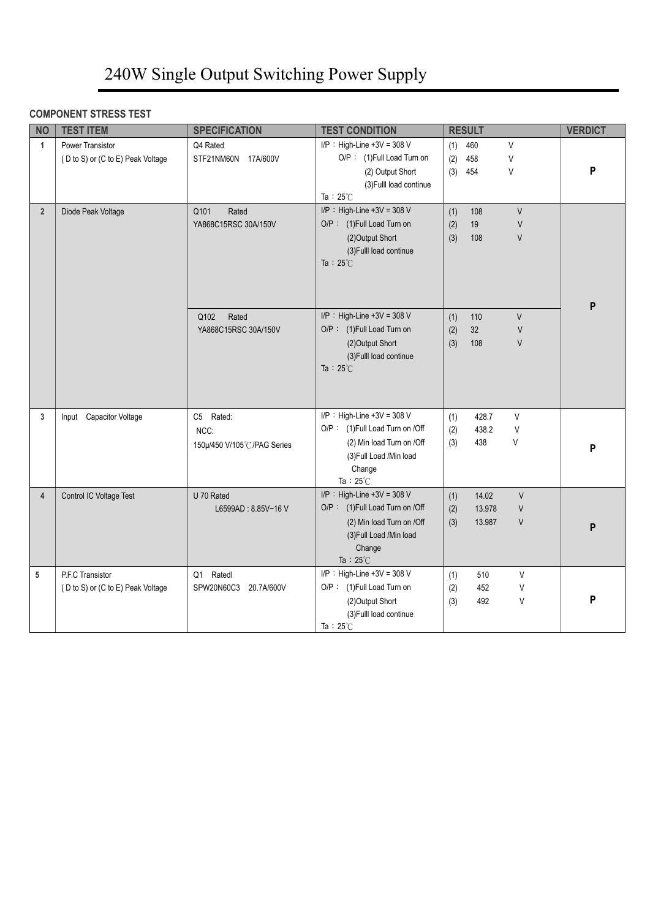# 240W Single Output Switching Power Supply

**COMPONENT STRESS TEST**

| NO | TEST ITEM | SPECIFICATION | TEST CONDITION | RESULT | VERDICT |
|---|---|---|---|---|---|
| 1 | Power Transistor ( D to S) or (C to E) Peak Voltage | Q4 Rated STF21NM60N 17A/600V | I/P：High-Line +3V = 308 V O/P： (1)Full Load Turn on (2) Output Short (3)Fulll load continue Ta：25℃ | (1) 460 V (2) 458 V (3) 454 V | P |
| 2 | Diode Peak Voltage | Q101 Rated YA868C15RSC 30A/150V | I/P：High-Line +3V = 308 V O/P： (1)Full Load Turn on (2)Output Short (3)Fulll load continue Ta：25℃ | (1) 108 V (2) 19 V (3) 108 V | P |
| | | Q102 Rated YA868C15RSC 30A/150V | I/P：High-Line +3V = 308 V O/P： (1)Full Load Turn on (2)Output Short (3)Fulll load continue Ta：25℃ | (1) 110 V (2) 32 V (3) 108 V | |
| 3 | Input Capacitor Voltage | C5 Rated: NCC: 150μ/450 V/105℃/PAG Series | I/P：High-Line +3V = 308 V O/P： (1)Full Load Turn on /Off (2) Min load Turn on /Off (3)Full Load /Min load Change Ta：25℃ | (1) 428.7 V (2) 438.2 V (3) 438 V | P |
| 4 | Control IC Voltage Test | U 70 Rated L6599AD : 8.85V~16 V | I/P：High-Line +3V = 308 V O/P： (1)Full Load Turn on /Off (2) Min load Turn on /Off (3)Full Load /Min load Change Ta：25℃ | (1) 14.02 V (2) 13.978 V (3) 13.987 V | P |
| 5 | P.F.C Transistor ( D to S) or (C to E) Peak Voltage | Q1 Ratedl SPW20N60C3 20.7A/600V | I/P：High-Line +3V = 308 V O/P： (1)Full Load Turn on (2)Output Short (3)Fulll load continue Ta：25℃ | (1) 510 V (2) 452 V (3) 492 V | P |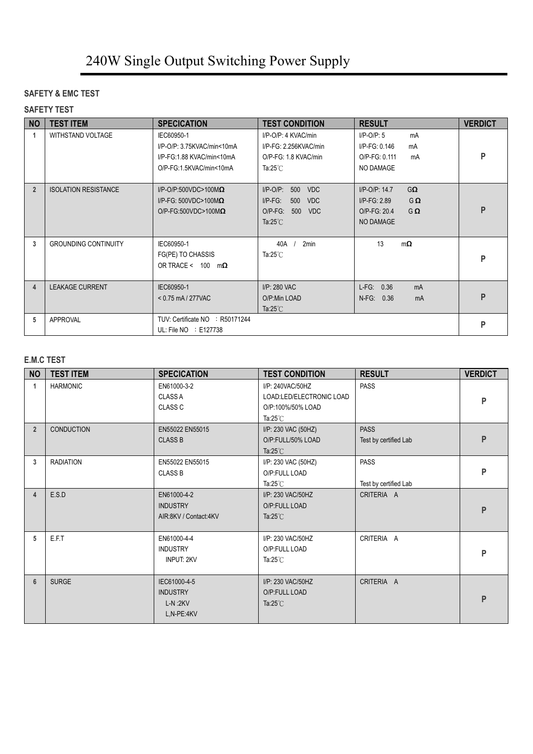# 240W Single Output Switching Power Supply

**SAFETY & EMC TEST**

**SAFETY TEST**

| NO | TEST ITEM | SPECICATION | TEST CONDITION | RESULT | VERDICT |
|---|---|---|---|---|---|
| 1 | WITHSTAND VOLTAGE | IEC60950-1<br>I/P-O/P: 3.75KVAC/min<10mA<br>I/P-FG:1.88 KVAC/min<10mA<br>O/P-FG:1.5KVAC/min<10mA | I/P-O/P: 4 KVAC/min<br>I/P-FG: 2.256KVAC/min<br>O/P-FG: 1.8 KVAC/min<br>Ta:25℃ | I/P-O/P: 5 mA<br>I/P-FG: 0.146 mA<br>O/P-FG: 0.111 mA<br>NO DAMAGE | P |
| 2 | ISOLATION RESISTANCE | I/P-O/P:500VDC>100MΩ<br>I/P-FG: 500VDC>100MΩ<br>O/P-FG:500VDC>100MΩ | I/P-O/P: 500 VDC<br>I/P-FG: 500 VDC<br>O/P-FG: 500 VDC<br>Ta:25℃ | I/P-O/P: 14.7 GΩ<br>I/P-FG: 2.89 GΩ<br>O/P-FG: 20.4 GΩ<br>NO DAMAGE | P |
| 3 | GROUNDING CONTINUITY | IEC60950-1<br>FG(PE) TO CHASSIS<br>OR TRACE < 100 mΩ | 40A / 2min<br>Ta:25℃ | 13 mΩ | P |
| 4 | LEAKAGE CURRENT | IEC60950-1<br>< 0.75 mA / 277VAC | I/P: 280 VAC<br>O/P:Min LOAD<br>Ta:25℃ | L-FG: 0.36 mA<br>N-FG: 0.36 mA | P |
| 5 | APPROVAL | TUV: Certificate NO ：R50171244<br>UL: File NO ：E127738 | | | P |

**E.M.C TEST**

| NO | TEST ITEM | SPECICATION | TEST CONDITION | RESULT | VERDICT |
|---|---|---|---|---|---|
| 1 | HARMONIC | EN61000-3-2<br>CLASS A<br>CLASS C | I/P: 240VAC/50HZ<br>LOAD:LED/ELECTRONIC LOAD<br>O/P:100%/50% LOAD<br>Ta:25℃ | PASS | P |
| 2 | CONDUCTION | EN55022 EN55015<br>CLASS B | I/P: 230 VAC (50HZ)<br>O/P:FULL/50% LOAD<br>Ta:25℃ | PASS<br>Test by certified Lab | P |
| 3 | RADIATION | EN55022 EN55015<br>CLASS B | I/P: 230 VAC (50HZ)<br>O/P:FULL LOAD<br>Ta:25℃ | PASS<br>Test by certified Lab | P |
| 4 | E.S.D | EN61000-4-2<br>INDUSTRY<br>AIR:8KV / Contact:4KV | I/P: 230 VAC/50HZ<br>O/P:FULL LOAD<br>Ta:25℃ | CRITERIA A | P |
| 5 | E.F.T | EN61000-4-4<br>INDUSTRY<br>INPUT: 2KV | I/P: 230 VAC/50HZ<br>O/P:FULL LOAD<br>Ta:25℃ | CRITERIA A | P |
| 6 | SURGE | IEC61000-4-5<br>INDUSTRY<br>L-N :2KV<br>L,N-PE:4KV | I/P: 230 VAC/50HZ<br>O/P:FULL LOAD<br>Ta:25℃ | CRITERIA A | P |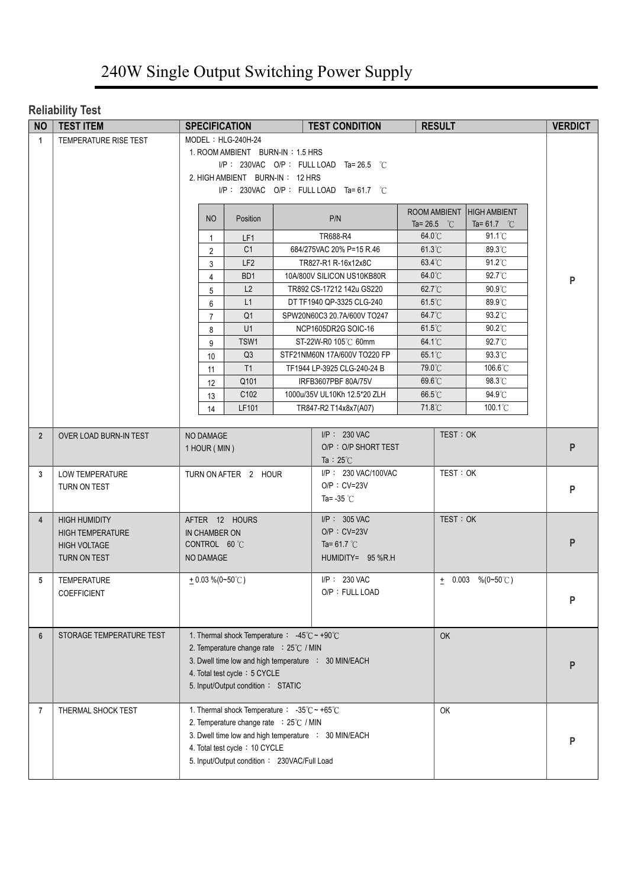# 240W Single Output Switching Power Supply

## Reliability Test

| NO | TEST ITEM | SPECIFICATION | TEST CONDITION | RESULT | VERDICT |
|---|---|---|---|---|---|
| 1 | TEMPERATURE RISE TEST | MODEL：HLG-240H-24<br>1. ROOM AMBIENT BURN-IN：1.5 HRS<br>I/P：230VAC O/P：FULL LOAD Ta= 26.5 ℃<br>2. HIGH AMBIENT BURN-IN：12 HRS<br>I/P：230VAC O/P：FULL LOAD Ta= 61.7 ℃ | | | P |

| NO | Position | P/N | ROOM AMBIENT Ta= 26.5 ℃ | HIGH AMBIENT Ta= 61.7 ℃ |
|---|---|---|---|---|
| 1 | LF1 | TR688-R4 | 64.0℃ | 91.1℃ |
| 2 | C1 | 684/275VAC 20% P=15 R.46 | 61.3℃ | 89.3℃ |
| 3 | LF2 | TR827-R1 R-16x12x8C | 63.4℃ | 91.2℃ |
| 4 | BD1 | 10A/800V SILICON US10KB80R | 64.0℃ | 92.7℃ |
| 5 | L2 | TR892 CS-17212 142u GS220 | 62.7℃ | 90.9℃ |
| 6 | L1 | DT TF1940 QP-3325 CLG-240 | 61.5℃ | 89.9℃ |
| 7 | Q1 | SPW20N60C3 20.7A/600V TO247 | 64.7℃ | 93.2℃ |
| 8 | U1 | NCP1605DR2G SOIC-16 | 61.5℃ | 90.2℃ |
| 9 | TSW1 | ST-22W-R0 105℃ 60mm | 64.1℃ | 92.7℃ |
| 10 | Q3 | STF21NM60N 17A/600V TO220 FP | 65.1℃ | 93.3℃ |
| 11 | T1 | TF1944 LP-3925 CLG-240-24 B | 79.0℃ | 106.6℃ |
| 12 | Q101 | IRFB3607PBF 80A/75V | 69.6℃ | 98.3℃ |
| 13 | C102 | 1000u/35V UL10Kh 12.5*20 ZLH | 66.5℃ | 94.9℃ |
| 14 | LF101 | TR847-R2 T14x8x7(A07) | 71.8℃ | 100.1℃ |

| NO | TEST ITEM | SPECIFICATION | TEST CONDITION | RESULT | VERDICT |
|---|---|---|---|---|---|
| 2 | OVER LOAD BURN-IN TEST | NO DAMAGE<br>1 HOUR ( MIN ) | I/P：230 VAC<br>O/P：O/P SHORT TEST<br>Ta：25℃ | TEST：OK | P |
| 3 | LOW TEMPERATURE TURN ON TEST | TURN ON AFTER 2 HOUR | I/P：230 VAC/100VAC<br>O/P：CV=23V<br>Ta= -35 ℃ | TEST：OK | P |
| 4 | HIGH HUMIDITY HIGH TEMPERATURE HIGH VOLTAGE TURN ON TEST | AFTER 12 HOURS IN CHAMBER ON CONTROL 60 ℃<br>NO DAMAGE | I/P：305 VAC<br>O/P：CV=23V<br>Ta= 61.7 ℃<br>HUMIDITY= 95 %R.H | TEST：OK | P |
| 5 | TEMPERATURE COEFFICIENT | ± 0.03 %(0~50℃) | I/P：230 VAC<br>O/P：FULL LOAD | ± 0.003 %(0~50℃) | P |
| 6 | STORAGE TEMPERATURE TEST | 1. Thermal shock Temperature：-45℃ ~ +90℃<br>2. Temperature change rate ：25℃ / MIN<br>3. Dwell time low and high temperature ：30 MIN/EACH<br>4. Total test cycle：5 CYCLE<br>5. Input/Output condition：STATIC | | OK | P |
| 7 | THERMAL SHOCK TEST | 1. Thermal shock Temperature：-35℃ ~ +65℃<br>2. Temperature change rate ：25℃ / MIN<br>3. Dwell time low and high temperature ：30 MIN/EACH<br>4. Total test cycle：10 CYCLE<br>5. Input/Output condition：230VAC/Full Load | | OK | P |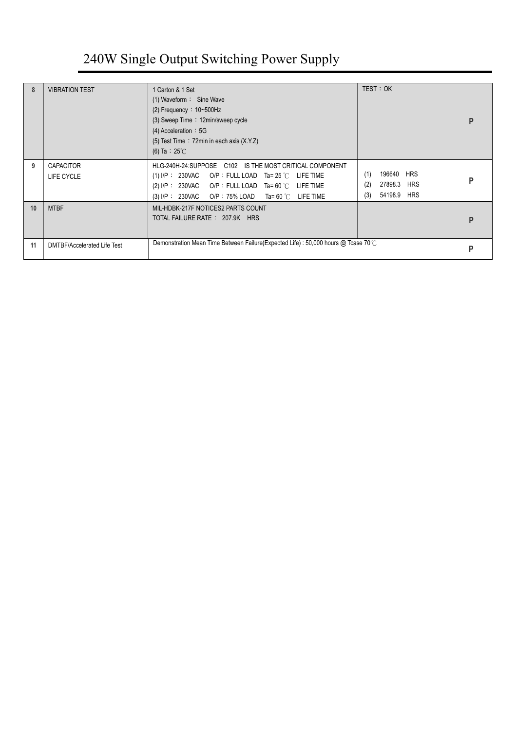# 240W Single Output Switching Power Supply

| | | | | |
|---|---|---|---|---|
| 8 | VIBRATION TEST | 1 Carton & 1 Set<br>(1) Waveform： Sine Wave<br>(2) Frequency：10~500Hz<br>(3) Sweep Time：12min/sweep cycle<br>(4) Acceleration：5G<br>(5) Test Time：72min in each axis (X.Y.Z)<br>(6) Ta：25℃ | TEST：OK | P |
| 9 | CAPACITOR LIFE CYCLE | HLG-240H-24:SUPPOSE C102 IS THE MOST CRITICAL COMPONENT<br>(1) I/P： 230VAC O/P：FULL LOAD Ta= 25 ℃ LIFE TIME<br>(2) I/P： 230VAC O/P：FULL LOAD Ta= 60 ℃ LIFE TIME<br>(3) I/P： 230VAC O/P：75% LOAD Ta= 60 ℃ LIFE TIME | (1) 196640 HRS<br>(2) 27898.3 HRS<br>(3) 54198.9 HRS | P |
| 10 | MTBF | MIL-HDBK-217F NOTICES2 PARTS COUNT<br>TOTAL FAILURE RATE： 207.9K HRS | | P |
| 11 | DMTBF/Accelerated Life Test | Demonstration Mean Time Between Failure(Expected Life) : 50,000 hours @ Tcase 70℃ | | P |